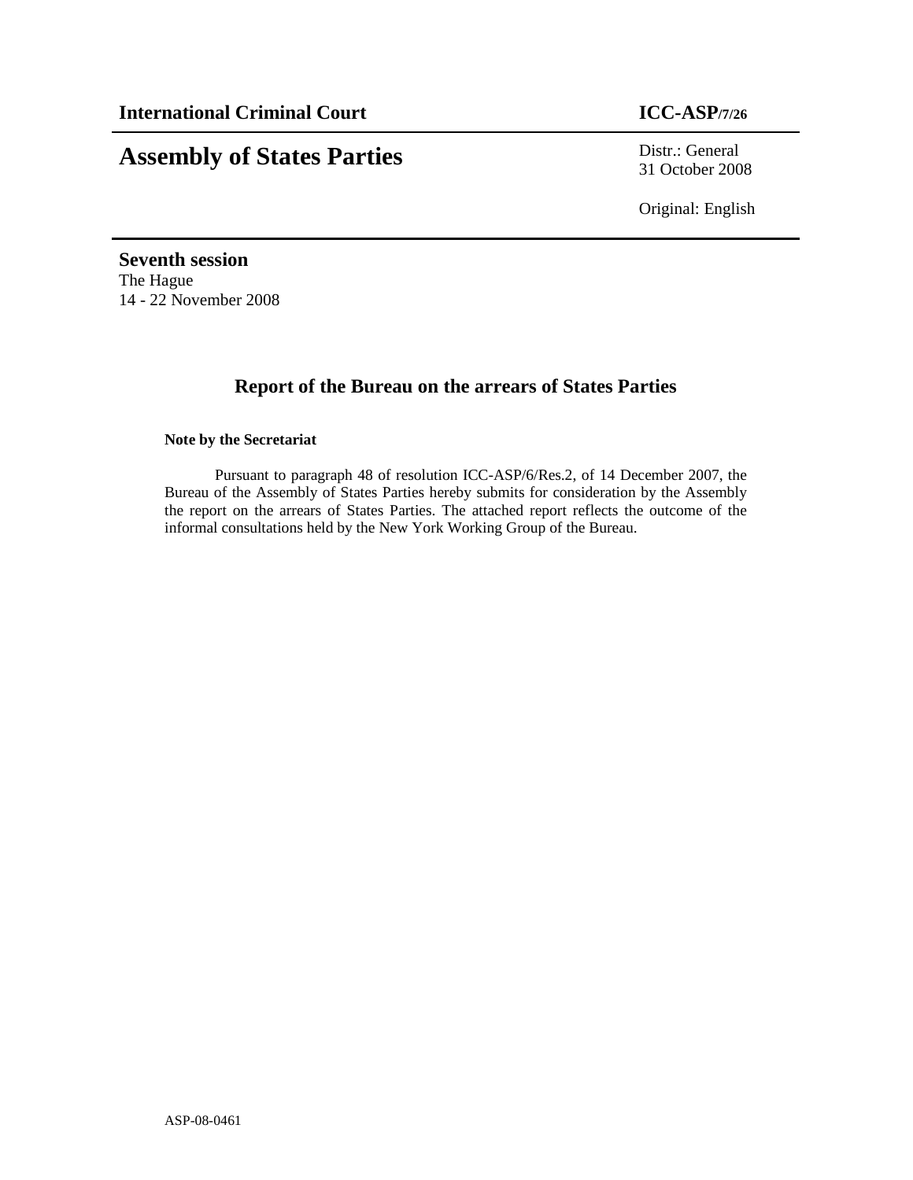**International Criminal Court** **ICC-ASP/7/26**

# Assembly of States Parties

Distr.: General
31 October 2008

Original: English

**Seventh session**
The Hague
14 - 22 November 2008

## Report of the Bureau on the arrears of States Parties

**Note by the Secretariat**

Pursuant to paragraph 48 of resolution ICC-ASP/6/Res.2, of 14 December 2007, the Bureau of the Assembly of States Parties hereby submits for consideration by the Assembly the report on the arrears of States Parties. The attached report reflects the outcome of the informal consultations held by the New York Working Group of the Bureau.

ASP-08-0461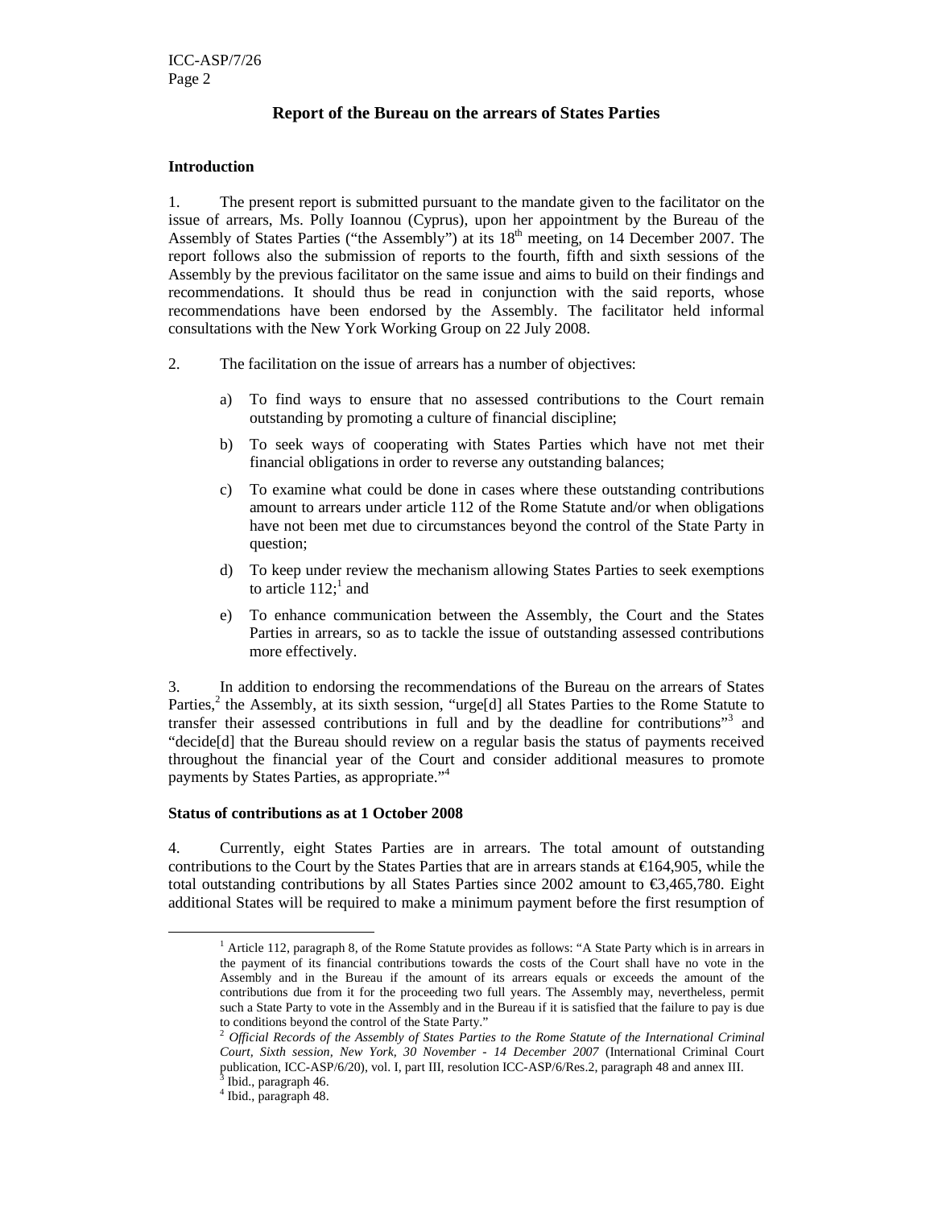## Report of the Bureau on the arrears of States Parties

### Introduction

1. The present report is submitted pursuant to the mandate given to the facilitator on the issue of arrears, Ms. Polly Ioannou (Cyprus), upon her appointment by the Bureau of the Assembly of States Parties ("the Assembly") at its 18th meeting, on 14 December 2007. The report follows also the submission of reports to the fourth, fifth and sixth sessions of the Assembly by the previous facilitator on the same issue and aims to build on their findings and recommendations. It should thus be read in conjunction with the said reports, whose recommendations have been endorsed by the Assembly. The facilitator held informal consultations with the New York Working Group on 22 July 2008.

2. The facilitation on the issue of arrears has a number of objectives:

   a) To find ways to ensure that no assessed contributions to the Court remain outstanding by promoting a culture of financial discipline;

   b) To seek ways of cooperating with States Parties which have not met their financial obligations in order to reverse any outstanding balances;

   c) To examine what could be done in cases where these outstanding contributions amount to arrears under article 112 of the Rome Statute and/or when obligations have not been met due to circumstances beyond the control of the State Party in question;

   d) To keep under review the mechanism allowing States Parties to seek exemptions to article 112;[1] and

   e) To enhance communication between the Assembly, the Court and the States Parties in arrears, so as to tackle the issue of outstanding assessed contributions more effectively.

3. In addition to endorsing the recommendations of the Bureau on the arrears of States Parties,[2] the Assembly, at its sixth session, "urge[d] all States Parties to the Rome Statute to transfer their assessed contributions in full and by the deadline for contributions"[3] and "decide[d] that the Bureau should review on a regular basis the status of payments received throughout the financial year of the Court and consider additional measures to promote payments by States Parties, as appropriate."[4]

### Status of contributions as at 1 October 2008

4. Currently, eight States Parties are in arrears. The total amount of outstanding contributions to the Court by the States Parties that are in arrears stands at €164,905, while the total outstanding contributions by all States Parties since 2002 amount to €3,465,780. Eight additional States will be required to make a minimum payment before the first resumption of

---

[1] Article 112, paragraph 8, of the Rome Statute provides as follows: "A State Party which is in arrears in the payment of its financial contributions towards the costs of the Court shall have no vote in the Assembly and in the Bureau if the amount of its arrears equals or exceeds the amount of the contributions due from it for the proceeding two full years. The Assembly may, nevertheless, permit such a State Party to vote in the Assembly and in the Bureau if it is satisfied that the failure to pay is due to conditions beyond the control of the State Party."

[2] *Official Records of the Assembly of States Parties to the Rome Statute of the International Criminal Court, Sixth session, New York, 30 November - 14 December 2007* (International Criminal Court publication, ICC-ASP/6/20), vol. I, part III, resolution ICC-ASP/6/Res.2, paragraph 48 and annex III.

[3] Ibid., paragraph 46.

[4] Ibid., paragraph 48.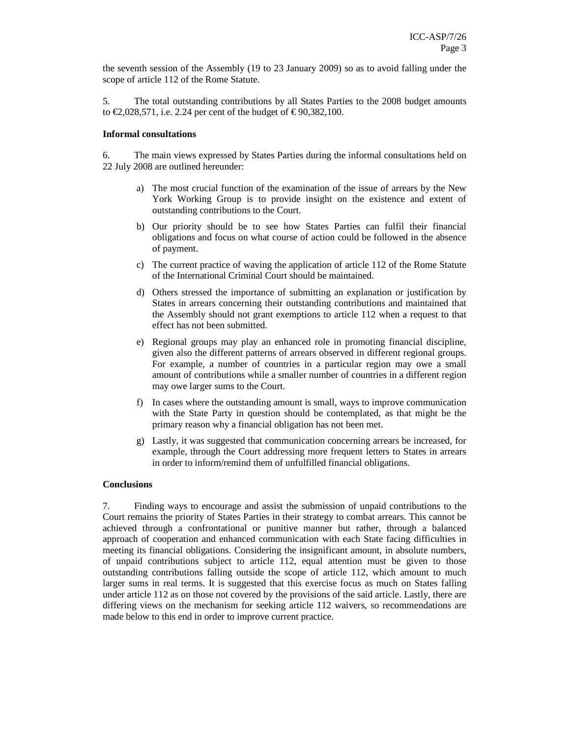the seventh session of the Assembly (19 to 23 January 2009) so as to avoid falling under the scope of article 112 of the Rome Statute.

5. The total outstanding contributions by all States Parties to the 2008 budget amounts to €2,028,571, i.e. 2.24 per cent of the budget of € 90,382,100.

**Informal consultations**

6. The main views expressed by States Parties during the informal consultations held on 22 July 2008 are outlined hereunder:

a) The most crucial function of the examination of the issue of arrears by the New York Working Group is to provide insight on the existence and extent of outstanding contributions to the Court.

b) Our priority should be to see how States Parties can fulfil their financial obligations and focus on what course of action could be followed in the absence of payment.

c) The current practice of waving the application of article 112 of the Rome Statute of the International Criminal Court should be maintained.

d) Others stressed the importance of submitting an explanation or justification by States in arrears concerning their outstanding contributions and maintained that the Assembly should not grant exemptions to article 112 when a request to that effect has not been submitted.

e) Regional groups may play an enhanced role in promoting financial discipline, given also the different patterns of arrears observed in different regional groups. For example, a number of countries in a particular region may owe a small amount of contributions while a smaller number of countries in a different region may owe larger sums to the Court.

f) In cases where the outstanding amount is small, ways to improve communication with the State Party in question should be contemplated, as that might be the primary reason why a financial obligation has not been met.

g) Lastly, it was suggested that communication concerning arrears be increased, for example, through the Court addressing more frequent letters to States in arrears in order to inform/remind them of unfulfilled financial obligations.

**Conclusions**

7. Finding ways to encourage and assist the submission of unpaid contributions to the Court remains the priority of States Parties in their strategy to combat arrears. This cannot be achieved through a confrontational or punitive manner but rather, through a balanced approach of cooperation and enhanced communication with each State facing difficulties in meeting its financial obligations. Considering the insignificant amount, in absolute numbers, of unpaid contributions subject to article 112, equal attention must be given to those outstanding contributions falling outside the scope of article 112, which amount to much larger sums in real terms. It is suggested that this exercise focus as much on States falling under article 112 as on those not covered by the provisions of the said article. Lastly, there are differing views on the mechanism for seeking article 112 waivers, so recommendations are made below to this end in order to improve current practice.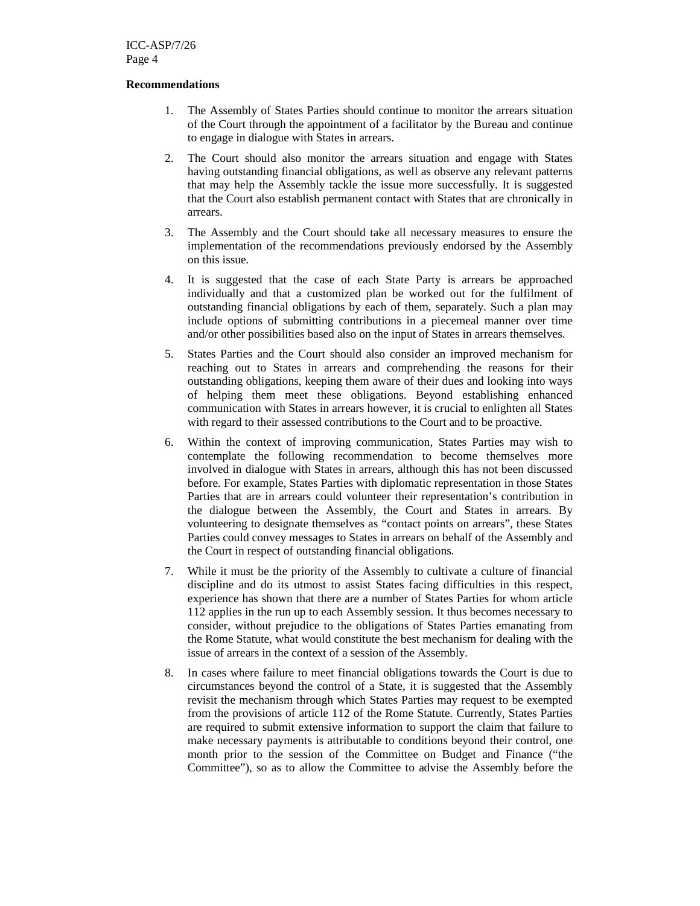**Recommendations**

1. The Assembly of States Parties should continue to monitor the arrears situation of the Court through the appointment of a facilitator by the Bureau and continue to engage in dialogue with States in arrears.

2. The Court should also monitor the arrears situation and engage with States having outstanding financial obligations, as well as observe any relevant patterns that may help the Assembly tackle the issue more successfully. It is suggested that the Court also establish permanent contact with States that are chronically in arrears.

3. The Assembly and the Court should take all necessary measures to ensure the implementation of the recommendations previously endorsed by the Assembly on this issue.

4. It is suggested that the case of each State Party is arrears be approached individually and that a customized plan be worked out for the fulfilment of outstanding financial obligations by each of them, separately. Such a plan may include options of submitting contributions in a piecemeal manner over time and/or other possibilities based also on the input of States in arrears themselves.

5. States Parties and the Court should also consider an improved mechanism for reaching out to States in arrears and comprehending the reasons for their outstanding obligations, keeping them aware of their dues and looking into ways of helping them meet these obligations. Beyond establishing enhanced communication with States in arrears however, it is crucial to enlighten all States with regard to their assessed contributions to the Court and to be proactive.

6. Within the context of improving communication, States Parties may wish to contemplate the following recommendation to become themselves more involved in dialogue with States in arrears, although this has not been discussed before. For example, States Parties with diplomatic representation in those States Parties that are in arrears could volunteer their representation's contribution in the dialogue between the Assembly, the Court and States in arrears. By volunteering to designate themselves as "contact points on arrears", these States Parties could convey messages to States in arrears on behalf of the Assembly and the Court in respect of outstanding financial obligations.

7. While it must be the priority of the Assembly to cultivate a culture of financial discipline and do its utmost to assist States facing difficulties in this respect, experience has shown that there are a number of States Parties for whom article 112 applies in the run up to each Assembly session. It thus becomes necessary to consider, without prejudice to the obligations of States Parties emanating from the Rome Statute, what would constitute the best mechanism for dealing with the issue of arrears in the context of a session of the Assembly.

8. In cases where failure to meet financial obligations towards the Court is due to circumstances beyond the control of a State, it is suggested that the Assembly revisit the mechanism through which States Parties may request to be exempted from the provisions of article 112 of the Rome Statute. Currently, States Parties are required to submit extensive information to support the claim that failure to make necessary payments is attributable to conditions beyond their control, one month prior to the session of the Committee on Budget and Finance ("the Committee"), so as to allow the Committee to advise the Assembly before the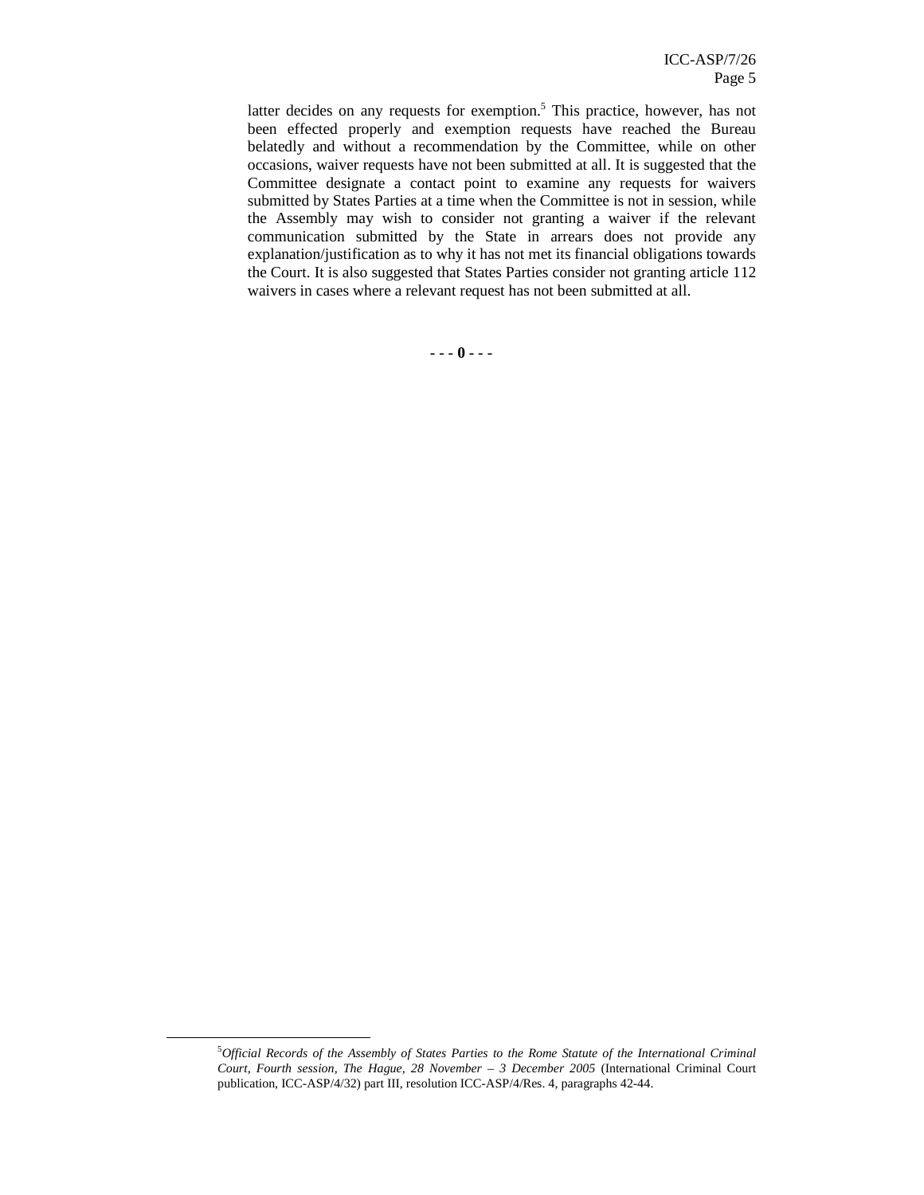latter decides on any requests for exemption.[5] This practice, however, has not been effected properly and exemption requests have reached the Bureau belatedly and without a recommendation by the Committee, while on other occasions, waiver requests have not been submitted at all. It is suggested that the Committee designate a contact point to examine any requests for waivers submitted by States Parties at a time when the Committee is not in session, while the Assembly may wish to consider not granting a waiver if the relevant communication submitted by the State in arrears does not provide any explanation/justification as to why it has not met its financial obligations towards the Court. It is also suggested that States Parties consider not granting article 112 waivers in cases where a relevant request has not been submitted at all.

**- - - 0 - - -**

---

[5] *Official Records of the Assembly of States Parties to the Rome Statute of the International Criminal Court, Fourth session, The Hague, 28 November – 3 December 2005* (International Criminal Court publication, ICC-ASP/4/32) part III, resolution ICC-ASP/4/Res. 4, paragraphs 42-44.